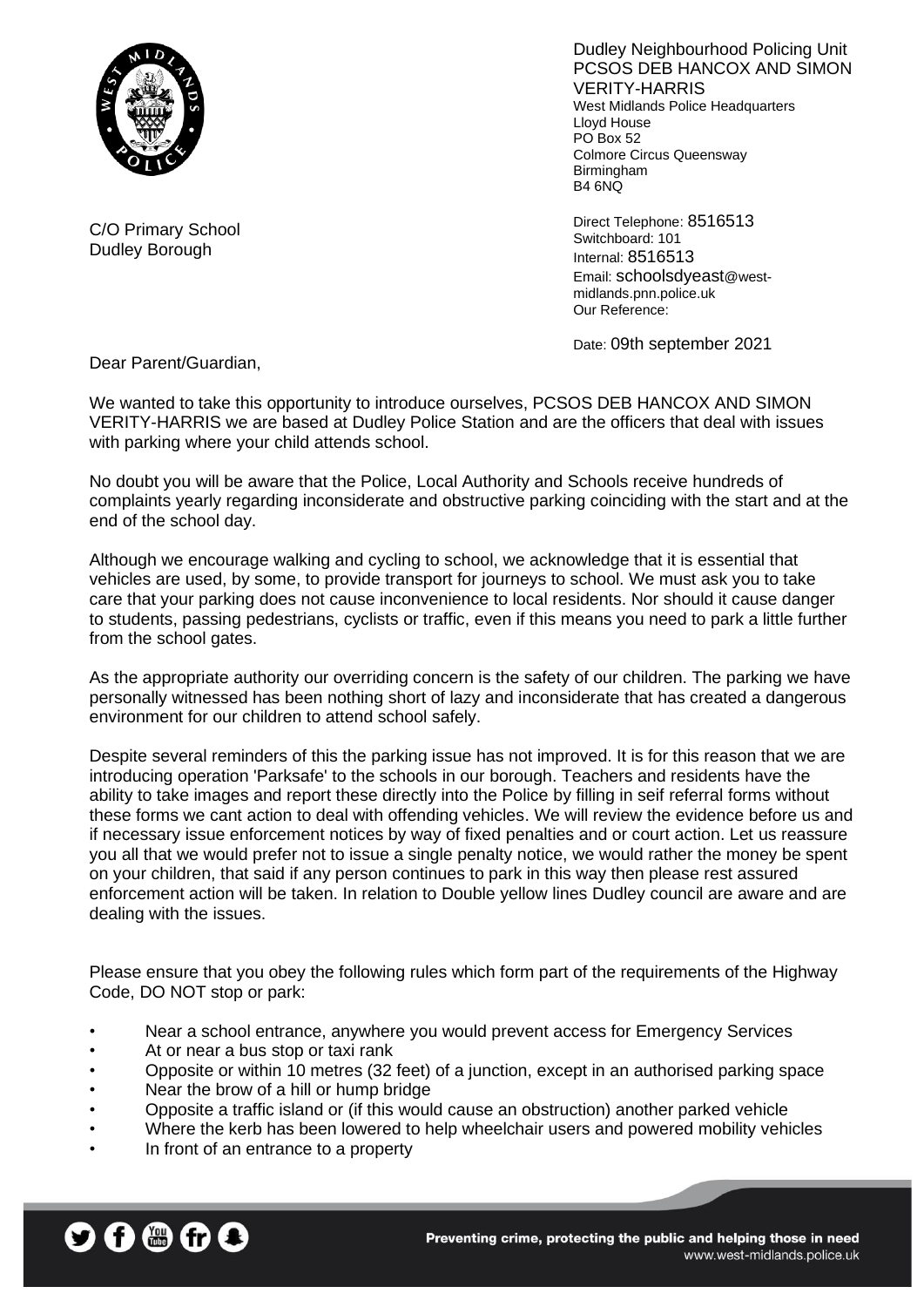Dudley Neighbourhood Policing Unit
PCSOS DEB HANCOX AND SIMON VERITY-HARRIS
West Midlands Police Headquarters
Lloyd House
PO Box 52
Colmore Circus Queensway
Birmingham
B4 6NQ

C/O Primary School
Dudley Borough

Direct Telephone: 8516513
Switchboard: 101
Internal: 8516513
Email: schoolsdyeast@west-midlands.pnn.police.uk
Our Reference:

Date: 09th september 2021

Dear Parent/Guardian,

We wanted to take this opportunity to introduce ourselves, PCSOS DEB HANCOX AND SIMON VERITY-HARRIS we are based at Dudley Police Station and are the officers that deal with issues with parking where your child attends school.

No doubt you will be aware that the Police, Local Authority and Schools receive hundreds of complaints yearly regarding inconsiderate and obstructive parking coinciding with the start and at the end of the school day.

Although we encourage walking and cycling to school, we acknowledge that it is essential that vehicles are used, by some, to provide transport for journeys to school. We must ask you to take care that your parking does not cause inconvenience to local residents. Nor should it cause danger to students, passing pedestrians, cyclists or traffic, even if this means you need to park a little further from the school gates.

As the appropriate authority our overriding concern is the safety of our children. The parking we have personally witnessed has been nothing short of lazy and inconsiderate that has created a dangerous environment for our children to attend school safely.

Despite several reminders of this the parking issue has not improved. It is for this reason that we are introducing operation 'Parksafe' to the schools in our borough. Teachers and residents have the ability to take images and report these directly into the Police by filling in seif referral forms without these forms we cant action to deal with offending vehicles. We will review the evidence before us and if necessary issue enforcement notices by way of fixed penalties and or court action. Let us reassure you all that we would prefer not to issue a single penalty notice, we would rather the money be spent on your children, that said if any person continues to park in this way then please rest assured enforcement action will be taken. In relation to Double yellow lines Dudley council are aware and are dealing with the issues.

Please ensure that you obey the following rules which form part of the requirements of the Highway Code, DO NOT stop or park:

- Near a school entrance, anywhere you would prevent access for Emergency Services
- At or near a bus stop or taxi rank
- Opposite or within 10 metres (32 feet) of a junction, except in an authorised parking space
- Near the brow of a hill or hump bridge
- Opposite a traffic island or (if this would cause an obstruction) another parked vehicle
- Where the kerb has been lowered to help wheelchair users and powered mobility vehicles
- In front of an entrance to a property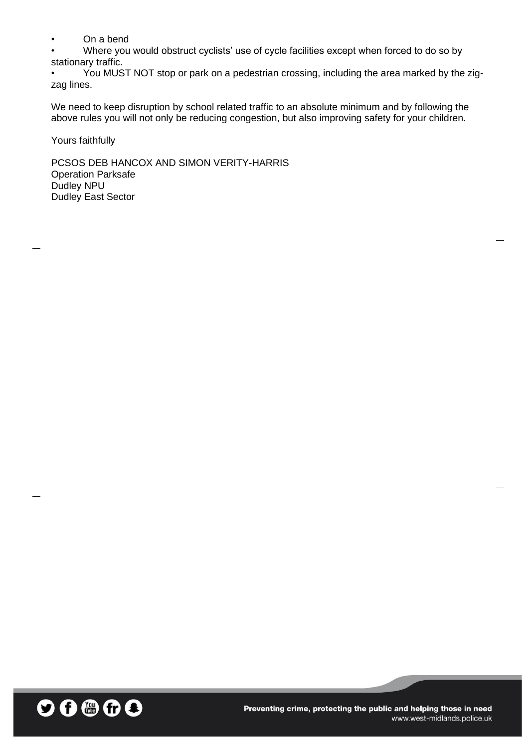- On a bend
- Where you would obstruct cyclists' use of cycle facilities except when forced to do so by stationary traffic.
- You MUST NOT stop or park on a pedestrian crossing, including the area marked by the zig-zag lines.

We need to keep disruption by school related traffic to an absolute minimum and by following the above rules you will not only be reducing congestion, but also improving safety for your children.

Yours faithfully

PCSOS DEB HANCOX AND SIMON VERITY-HARRIS
Operation Parksafe
Dudley NPU
Dudley East Sector